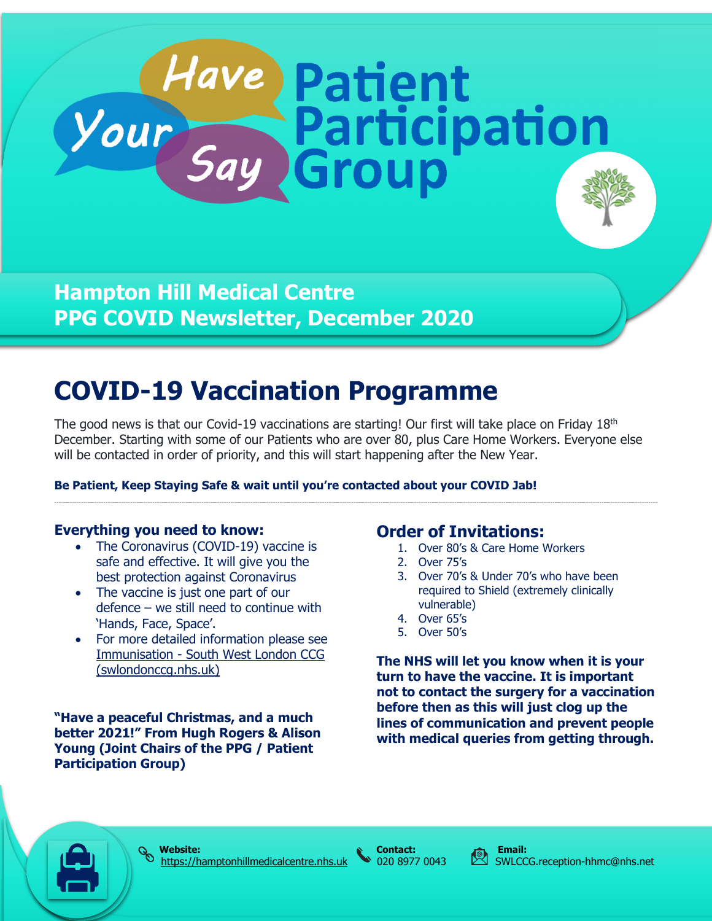# Have Your Say Patient Participation Group

## Hampton Hill Medical Centre
## PPG COVID Newsletter, December 2020

# COVID-19 Vaccination Programme

The good news is that our Covid-19 vaccinations are starting! Our first will take place on Friday 18th December. Starting with some of our Patients who are over 80, plus Care Home Workers. Everyone else will be contacted in order of priority, and this will start happening after the New Year.

**Be Patient, Keep Staying Safe & wait until you're contacted about your COVID Jab!**

---

### Everything you need to know:

- The Coronavirus (COVID-19) vaccine is safe and effective. It will give you the best protection against Coronavirus
- The vaccine is just one part of our defence – we still need to continue with 'Hands, Face, Space'.
- For more detailed information please see Immunisation - South West London CCG (swlondonccg.nhs.uk)

**"Have a peaceful Christmas, and a much better 2021!" From Hugh Rogers & Alison Young (Joint Chairs of the PPG / Patient Participation Group)**

### Order of Invitations:

1. Over 80's & Care Home Workers
2. Over 75's
3. Over 70's & Under 70's who have been required to Shield (extremely clinically vulnerable)
4. Over 65's
5. Over 50's

**The NHS will let you know when it is your turn to have the vaccine. It is important not to contact the surgery for a vaccination before then as this will just clog up the lines of communication and prevent people with medical queries from getting through.**

**Website:** https://hamptonhillmedicalcentre.nhs.uk

**Contact:** 020 8977 0043

**Email:** SWLCCG.reception-hhmc@nhs.net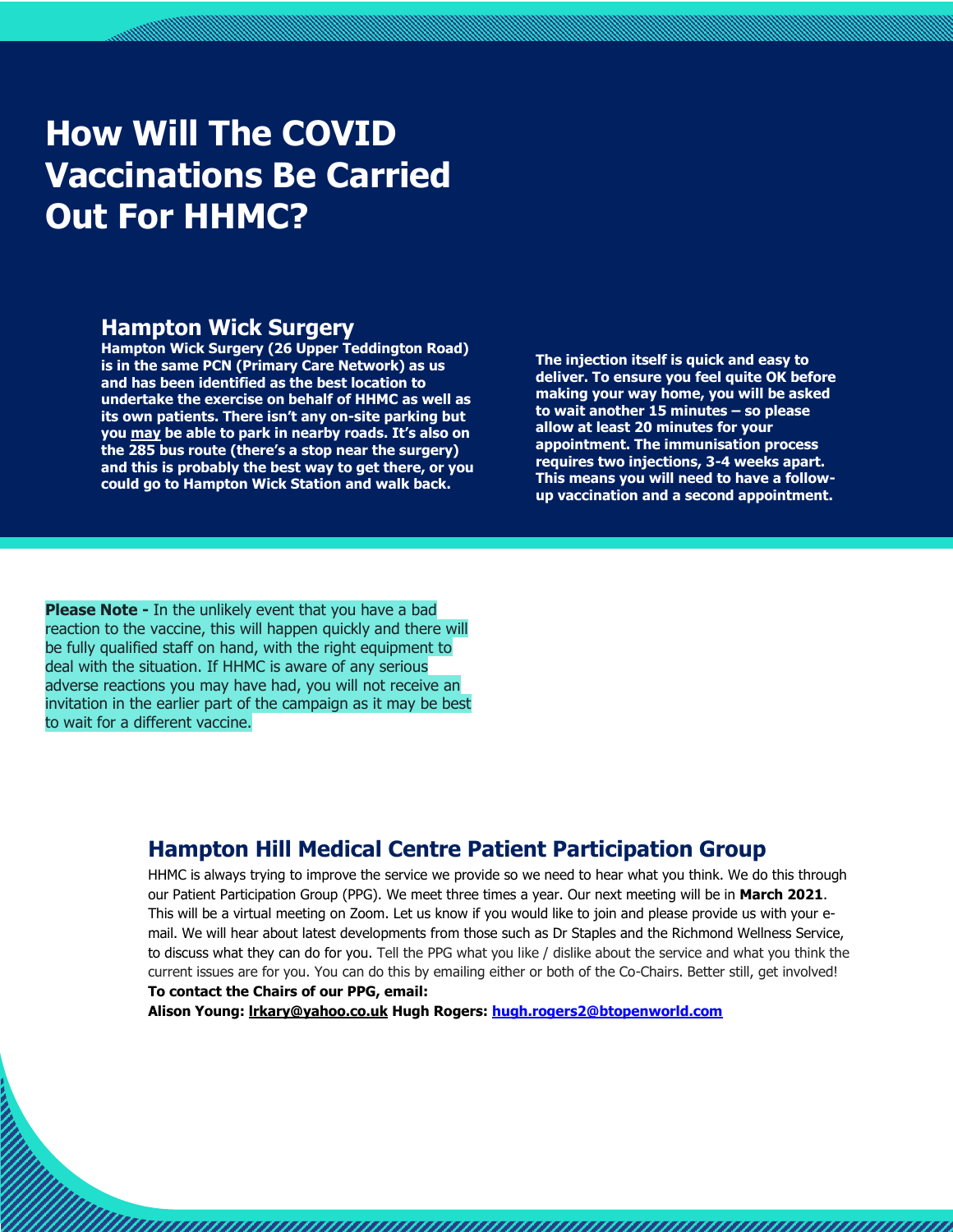# How Will The COVID Vaccinations Be Carried Out For HHMC?

## Hampton Wick Surgery

**Hampton Wick Surgery (26 Upper Teddington Road) is in the same PCN (Primary Care Network) as us and has been identified as the best location to undertake the exercise on behalf of HHMC as well as its own patients. There isn't any on-site parking but you may be able to park in nearby roads. It's also on the 285 bus route (there's a stop near the surgery) and this is probably the best way to get there, or you could go to Hampton Wick Station and walk back.**

**The injection itself is quick and easy to deliver. To ensure you feel quite OK before making your way home, you will be asked to wait another 15 minutes – so please allow at least 20 minutes for your appointment. The immunisation process requires two injections, 3-4 weeks apart. This means you will need to have a follow-up vaccination and a second appointment.**

**Please Note -** In the unlikely event that you have a bad reaction to the vaccine, this will happen quickly and there will be fully qualified staff on hand, with the right equipment to deal with the situation. If HHMC is aware of any serious adverse reactions you may have had, you will not receive an invitation in the earlier part of the campaign as it may be best to wait for a different vaccine.

## Hampton Hill Medical Centre Patient Participation Group

HHMC is always trying to improve the service we provide so we need to hear what you think. We do this through our Patient Participation Group (PPG). We meet three times a year. Our next meeting will be in **March 2021**. This will be a virtual meeting on Zoom. Let us know if you would like to join and please provide us with your e-mail. We will hear about latest developments from those such as Dr Staples and the Richmond Wellness Service, to discuss what they can do for you. Tell the PPG what you like / dislike about the service and what you think the current issues are for you. You can do this by emailing either or both of the Co-Chairs. Better still, get involved!

**To contact the Chairs of our PPG, email:**

**Alison Young: lrkary@yahoo.co.uk Hugh Rogers: hugh.rogers2@btopenworld.com**